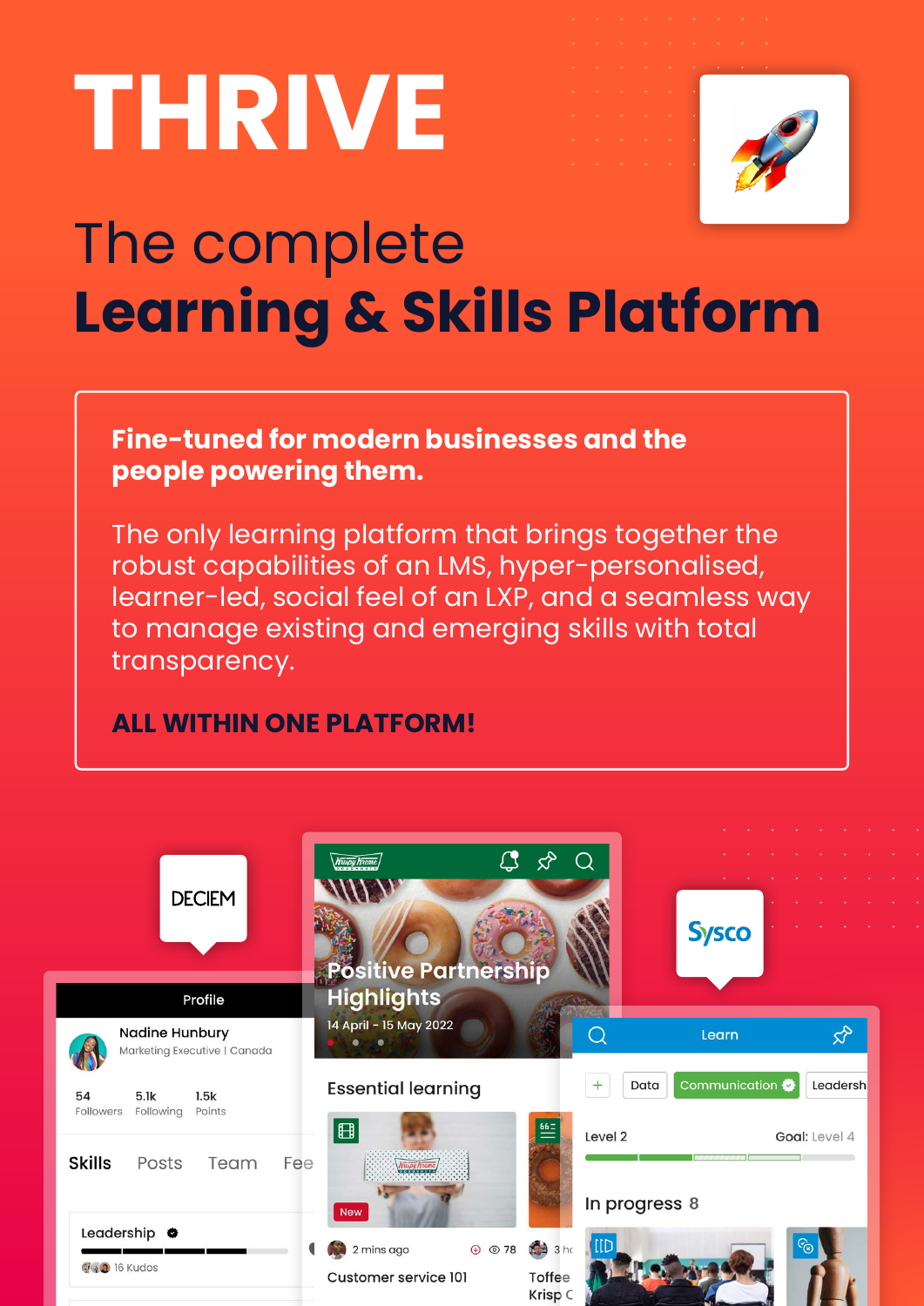# THRIVE

## The complete **Learning & Skills Platform**

**Fine-tuned for modern businesses and the people powering them.**

The only learning platform that brings together the robust capabilities of an LMS, hyper-personalised, learner-led, social feel of an LXP, and a seamless way to manage existing and emerging skills with total transparency.

**ALL WITHIN ONE PLATFORM!**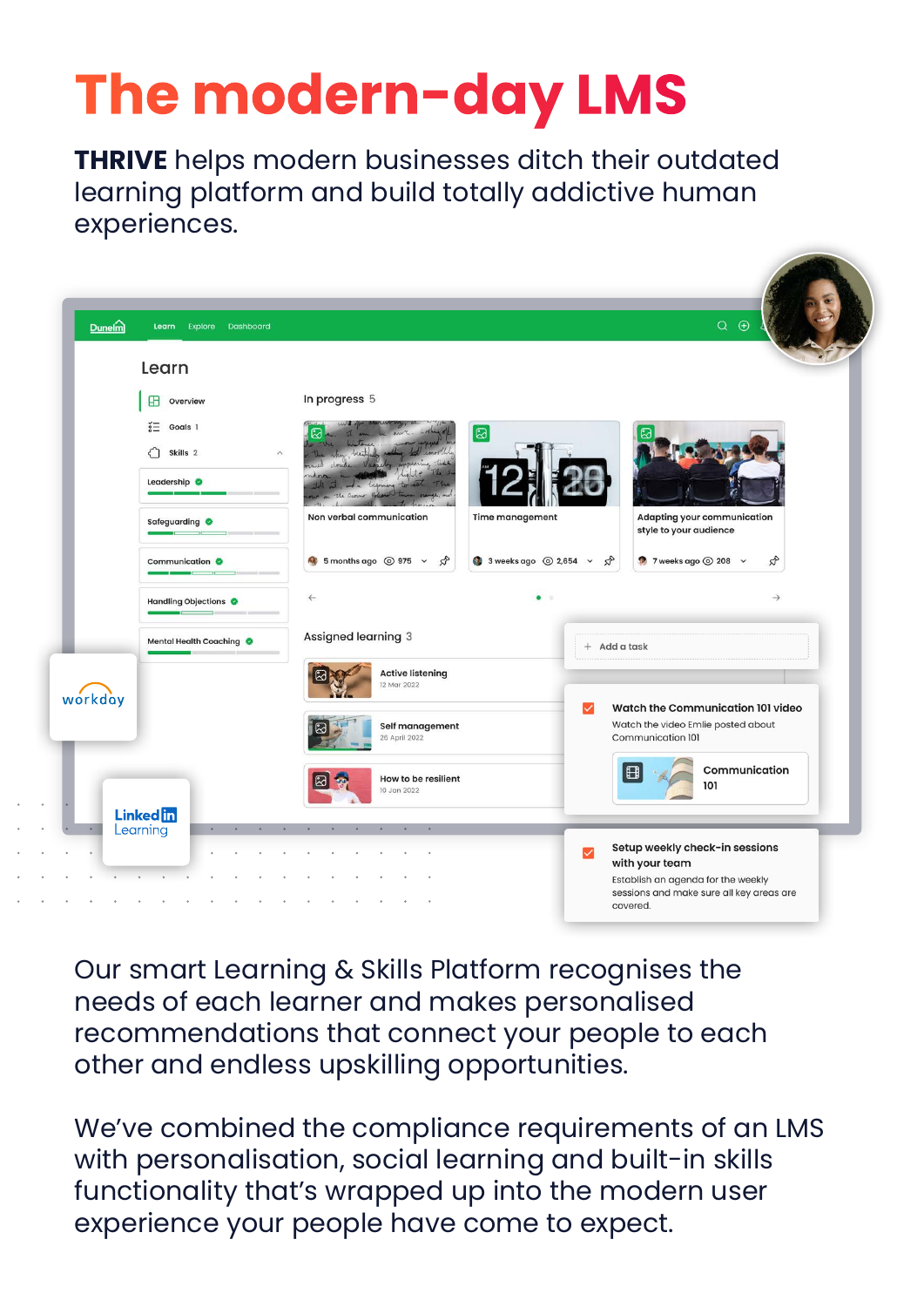# The modern-day LMS

**THRIVE** helps modern businesses ditch their outdated learning platform and build totally addictive human experiences.

Our smart Learning & Skills Platform recognises the needs of each learner and makes personalised recommendations that connect your people to each other and endless upskilling opportunities.

We've combined the compliance requirements of an LMS with personalisation, social learning and built-in skills functionality that's wrapped up into the modern user experience your people have come to expect.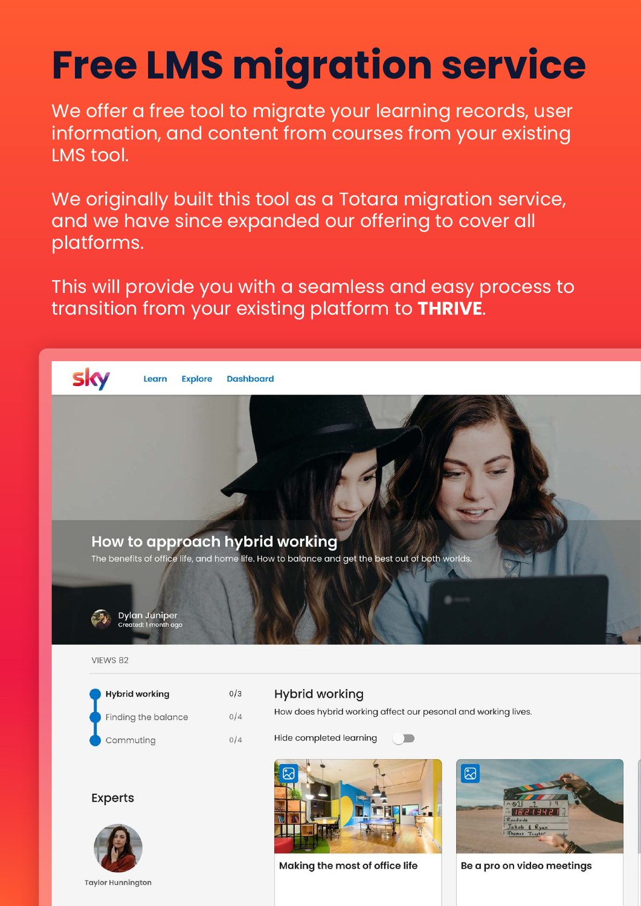# Free LMS migration service

We offer a free tool to migrate your learning records, user information, and content from courses from your existing LMS tool.

We originally built this tool as a Totara migration service, and we have since expanded our offering to cover all platforms.

This will provide you with a seamless and easy process to transition from your existing platform to **THRIVE**.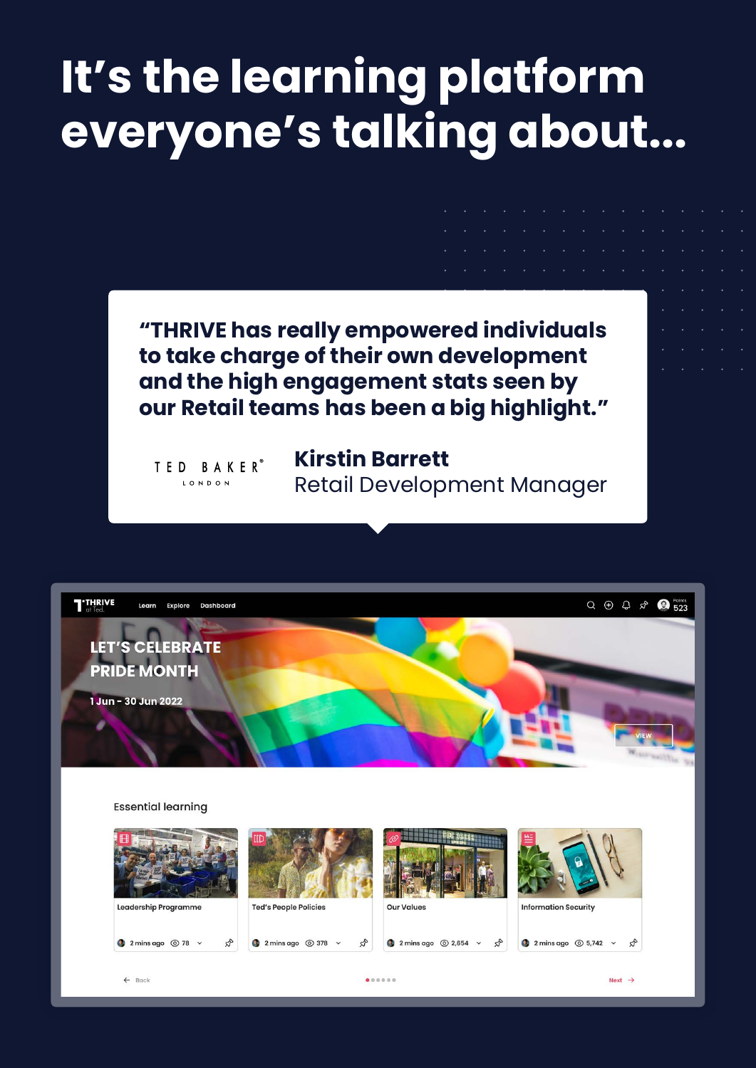# It's the learning platform everyone's talking about...

**"THRIVE has really empowered individuals to take charge of their own development and the high engagement stats seen by our Retail teams has been a big highlight."**

TED BAKER® LONDON

**Kirstin Barrett**
Retail Development Manager

THRIVE at Ted. Learn Explore Dashboard Points 523

LET'S CELEBRATE PRIDE MONTH

1 Jun - 30 Jun 2022

VIEW

Essential learning

- Leadership Programme — 2 mins ago · 78
- Ted's People Policies — 2 mins ago · 378
- Our Values — 2 mins ago · 2,654
- Information Security — 2 mins ago · 5,742

Back Next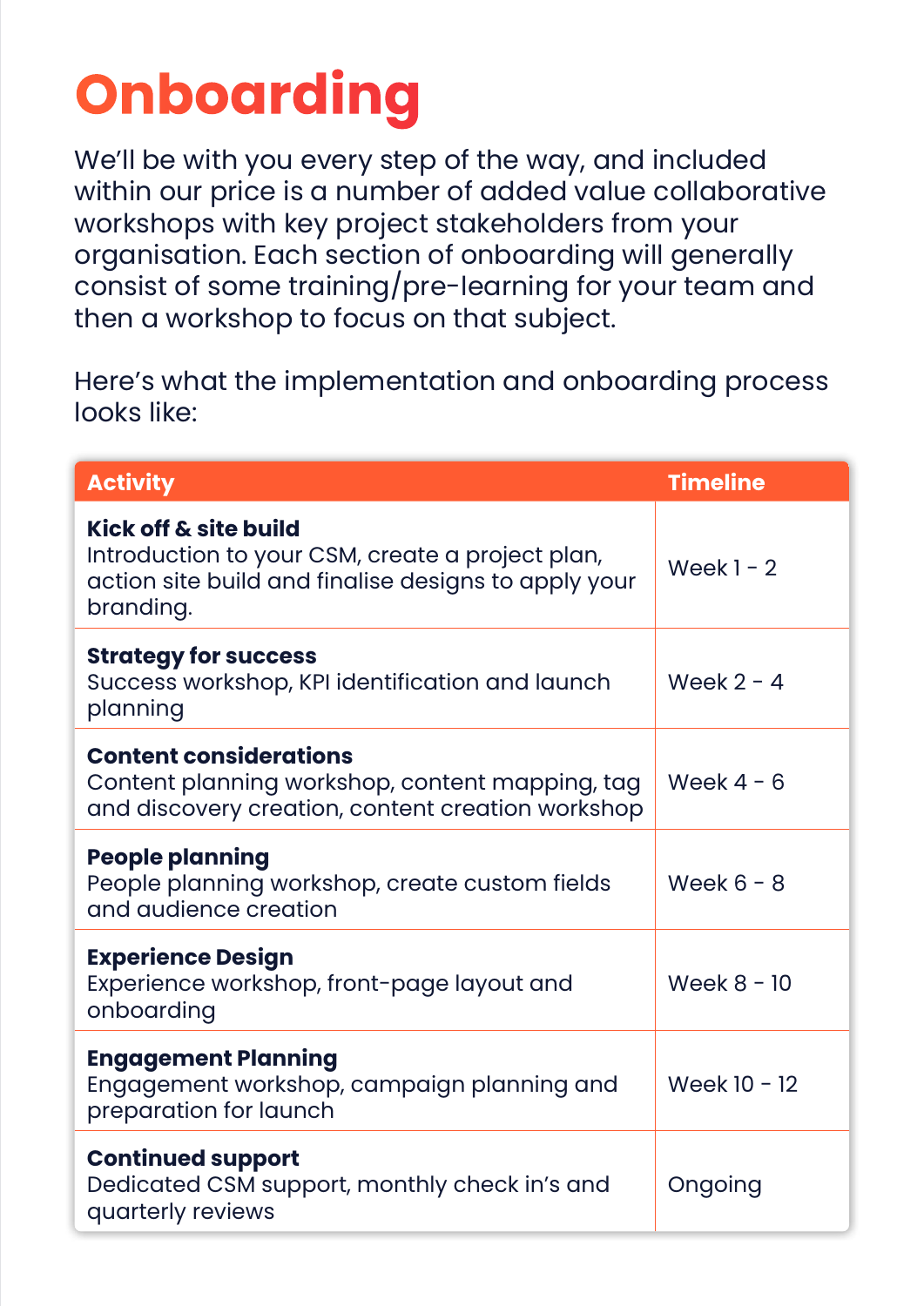# Onboarding

We'll be with you every step of the way, and included within our price is a number of added value collaborative workshops with key project stakeholders from your organisation. Each section of onboarding will generally consist of some training/pre-learning for your team and then a workshop to focus on that subject.

Here's what the implementation and onboarding process looks like:

| Activity | Timeline |
| --- | --- |
| **Kick off & site build**<br>Introduction to your CSM, create a project plan, action site build and finalise designs to apply your branding. | Week 1 - 2 |
| **Strategy for success**<br>Success workshop, KPI identification and launch planning | Week 2 - 4 |
| **Content considerations**<br>Content planning workshop, content mapping, tag and discovery creation, content creation workshop | Week 4 - 6 |
| **People planning**<br>People planning workshop, create custom fields and audience creation | Week 6 - 8 |
| **Experience Design**<br>Experience workshop, front-page layout and onboarding | Week 8 - 10 |
| **Engagement Planning**<br>Engagement workshop, campaign planning and preparation for launch | Week 10 - 12 |
| **Continued support**<br>Dedicated CSM support, monthly check in's and quarterly reviews | Ongoing |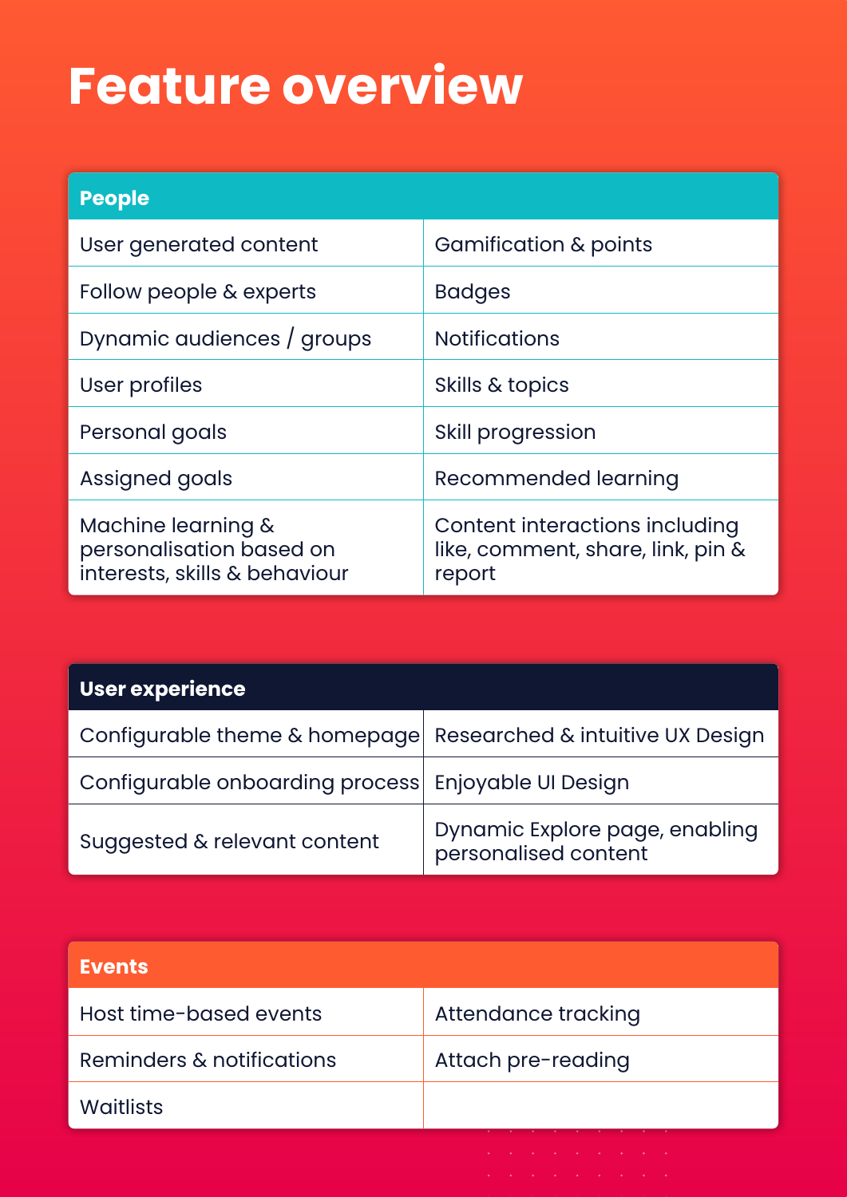# Feature overview

| People | |
|---|---|
| User generated content | Gamification & points |
| Follow people & experts | Badges |
| Dynamic audiences / groups | Notifications |
| User profiles | Skills & topics |
| Personal goals | Skill progression |
| Assigned goals | Recommended learning |
| Machine learning & personalisation based on interests, skills & behaviour | Content interactions including like, comment, share, link, pin & report |

| User experience | |
|---|---|
| Configurable theme & homepage | Researched & intuitive UX Design |
| Configurable onboarding process | Enjoyable UI Design |
| Suggested & relevant content | Dynamic Explore page, enabling personalised content |

| Events | |
|---|---|
| Host time-based events | Attendance tracking |
| Reminders & notifications | Attach pre-reading |
| Waitlists | |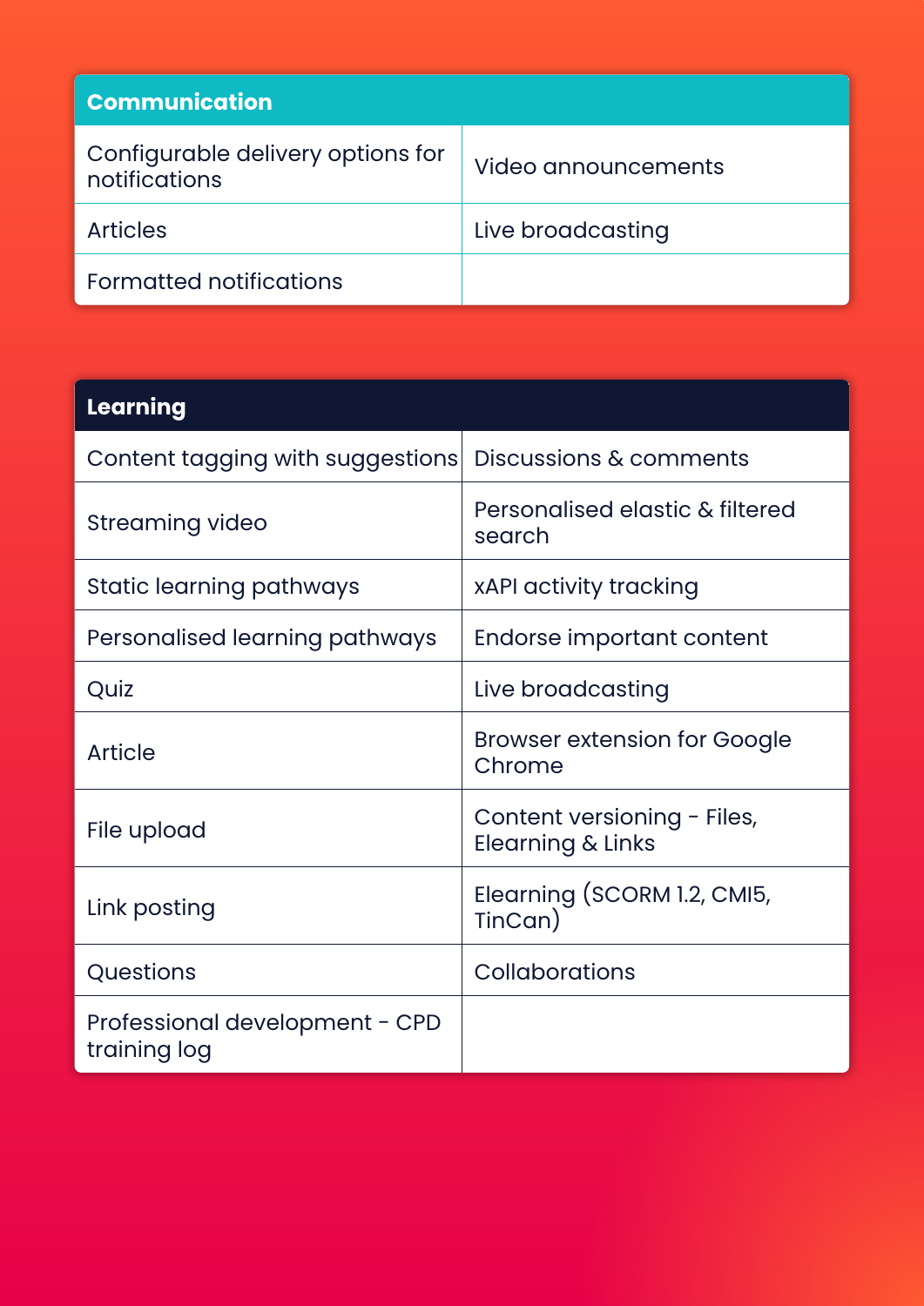| Communication | |
| --- | --- |
| Configurable delivery options for notifications | Video announcements |
| Articles | Live broadcasting |
| Formatted notifications | |

| Learning | |
| --- | --- |
| Content tagging with suggestions | Discussions & comments |
| Streaming video | Personalised elastic & filtered search |
| Static learning pathways | xAPI activity tracking |
| Personalised learning pathways | Endorse important content |
| Quiz | Live broadcasting |
| Article | Browser extension for Google Chrome |
| File upload | Content versioning - Files, Elearning & Links |
| Link posting | Elearning (SCORM 1.2, CMI5, TinCan) |
| Questions | Collaborations |
| Professional development - CPD training log | |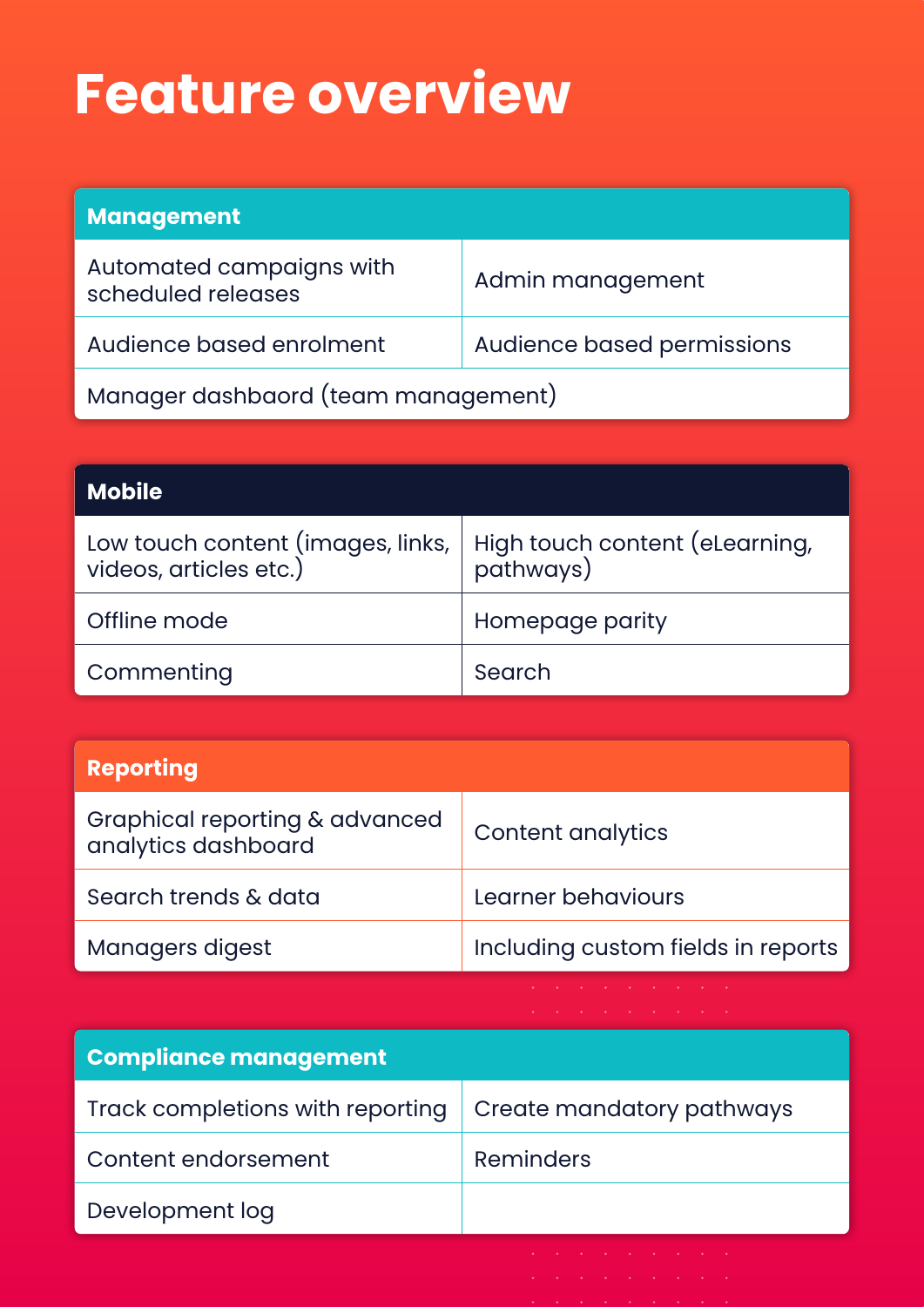# Feature overview

| Management | |
|---|---|
| Automated campaigns with scheduled releases | Admin management |
| Audience based enrolment | Audience based permissions |
| Manager dashbaord (team management) | |

| Mobile | |
|---|---|
| Low touch content (images, links, videos, articles etc.) | High touch content (eLearning, pathways) |
| Offline mode | Homepage parity |
| Commenting | Search |

| Reporting | |
|---|---|
| Graphical reporting & advanced analytics dashboard | Content analytics |
| Search trends & data | Learner behaviours |
| Managers digest | Including custom fields in reports |

| Compliance management | |
|---|---|
| Track completions with reporting | Create mandatory pathways |
| Content endorsement | Reminders |
| Development log | |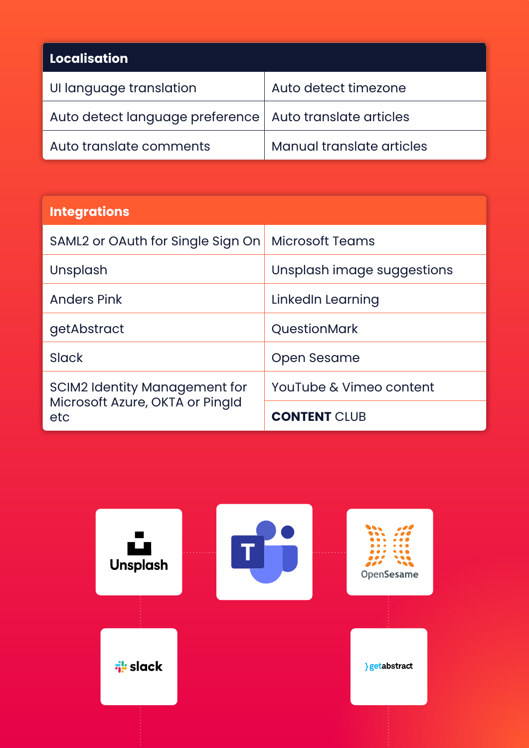| Localisation | |
|---|---|
| UI language translation | Auto detect timezone |
| Auto detect language preference | Auto translate articles |
| Auto translate comments | Manual translate articles |

| Integrations | |
|---|---|
| SAML2 or OAuth for Single Sign On | Microsoft Teams |
| Unsplash | Unsplash image suggestions |
| Anders Pink | LinkedIn Learning |
| getAbstract | QuestionMark |
| Slack | Open Sesame |
| SCIM2 Identity Management for Microsoft Azure, OKTA or PingId etc | YouTube & Vimeo content |
| | **CONTENT** CLUB |

Unsplash

OpenSesame

slack

getabstract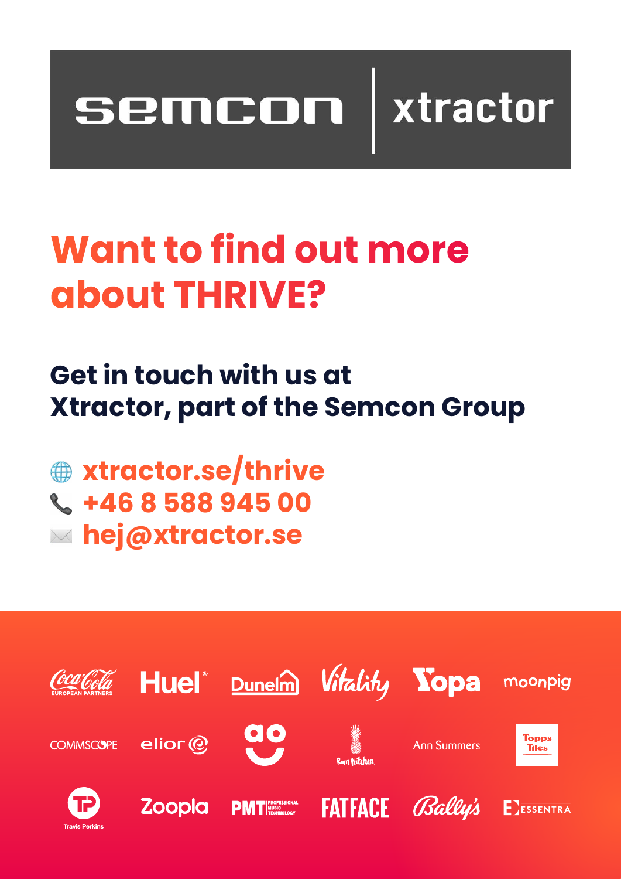semcon | xtractor

# Want to find out more about THRIVE?

## Get in touch with us at Xtractor, part of the Semcon Group

- xtractor.se/thrive
- +46 8 588 945 00
- hej@xtractor.se

Coca-Cola European Partners · Huel · Dunelm · Vitality · Yopa · moonpig · COMMSCOPE · elior · ao · Rum Kitchen · Ann Summers · Topps Tiles · Travis Perkins · Zoopla · PMT Professional Music Technology · FATFACE · Bally's · Essentra